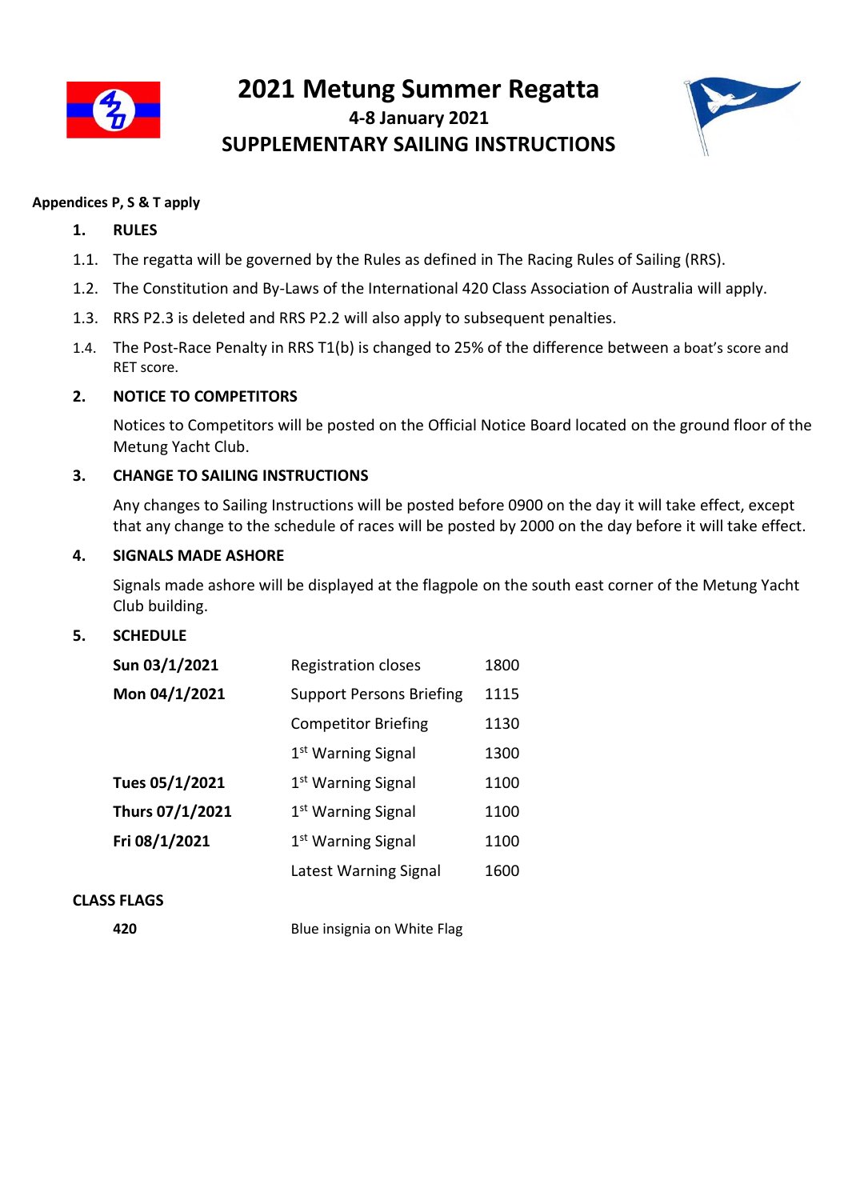# 2021 Metung Summer Regatta

## 4-8 January 2021

## SUPPLEMENTARY SAILING INSTRUCTIONS

**Appendices P, S & T apply**

**1. RULES**

1.1. The regatta will be governed by the Rules as defined in The Racing Rules of Sailing (RRS).

1.2. The Constitution and By-Laws of the International 420 Class Association of Australia will apply.

1.3. RRS P2.3 is deleted and RRS P2.2 will also apply to subsequent penalties.

1.4. The Post-Race Penalty in RRS T1(b) is changed to 25% of the difference between a boat's score and RET score.

**2. NOTICE TO COMPETITORS**

Notices to Competitors will be posted on the Official Notice Board located on the ground floor of the Metung Yacht Club.

**3. CHANGE TO SAILING INSTRUCTIONS**

Any changes to Sailing Instructions will be posted before 0900 on the day it will take effect, except that any change to the schedule of races will be posted by 2000 on the day before it will take effect.

**4. SIGNALS MADE ASHORE**

Signals made ashore will be displayed at the flagpole on the south east corner of the Metung Yacht Club building.

**5. SCHEDULE**

| | | |
|---|---|---|
| **Sun 03/1/2021** | Registration closes | 1800 |
| **Mon 04/1/2021** | Support Persons Briefing | 1115 |
| | Competitor Briefing | 1130 |
| | 1st Warning Signal | 1300 |
| **Tues 05/1/2021** | 1st Warning Signal | 1100 |
| **Thurs 07/1/2021** | 1st Warning Signal | 1100 |
| **Fri 08/1/2021** | 1st Warning Signal | 1100 |
| | Latest Warning Signal | 1600 |

**CLASS FLAGS**

| | |
|---|---|
| **420** | Blue insignia on White Flag |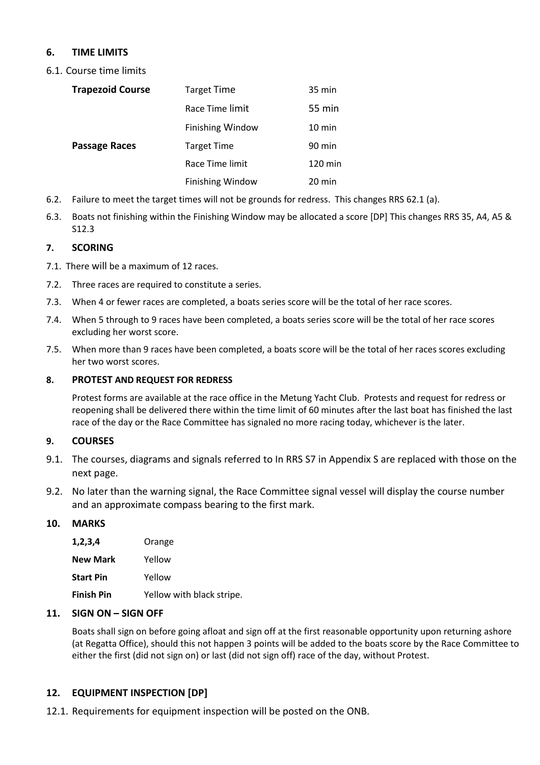## 6. TIME LIMITS

6.1. Course time limits

| | | |
|---|---|---|
| **Trapezoid Course** | Target Time | 35 min |
| | Race Time limit | 55 min |
| | Finishing Window | 10 min |
| **Passage Races** | Target Time | 90 min |
| | Race Time limit | 120 min |
| | Finishing Window | 20 min |

6.2. Failure to meet the target times will not be grounds for redress. This changes RRS 62.1 (a).

6.3. Boats not finishing within the Finishing Window may be allocated a score [DP] This changes RRS 35, A4, A5 & S12.3

## 7. SCORING

7.1. There will be a maximum of 12 races.

7.2. Three races are required to constitute a series.

7.3. When 4 or fewer races are completed, a boats series score will be the total of her race scores.

7.4. When 5 through to 9 races have been completed, a boats series score will be the total of her race scores excluding her worst score.

7.5. When more than 9 races have been completed, a boats score will be the total of her races scores excluding her two worst scores.

## 8. PROTEST AND REQUEST FOR REDRESS

Protest forms are available at the race office in the Metung Yacht Club. Protests and request for redress or reopening shall be delivered there within the time limit of 60 minutes after the last boat has finished the last race of the day or the Race Committee has signaled no more racing today, whichever is the later.

## 9. COURSES

9.1. The courses, diagrams and signals referred to In RRS S7 in Appendix S are replaced with those on the next page.

9.2. No later than the warning signal, the Race Committee signal vessel will display the course number and an approximate compass bearing to the first mark.

## 10. MARKS

| | |
|---|---|
| **1,2,3,4** | Orange |
| **New Mark** | Yellow |
| **Start Pin** | Yellow |
| **Finish Pin** | Yellow with black stripe. |

## 11. SIGN ON – SIGN OFF

Boats shall sign on before going afloat and sign off at the first reasonable opportunity upon returning ashore (at Regatta Office), should this not happen 3 points will be added to the boats score by the Race Committee to either the first (did not sign on) or last (did not sign off) race of the day, without Protest.

## 12. EQUIPMENT INSPECTION [DP]

12.1. Requirements for equipment inspection will be posted on the ONB.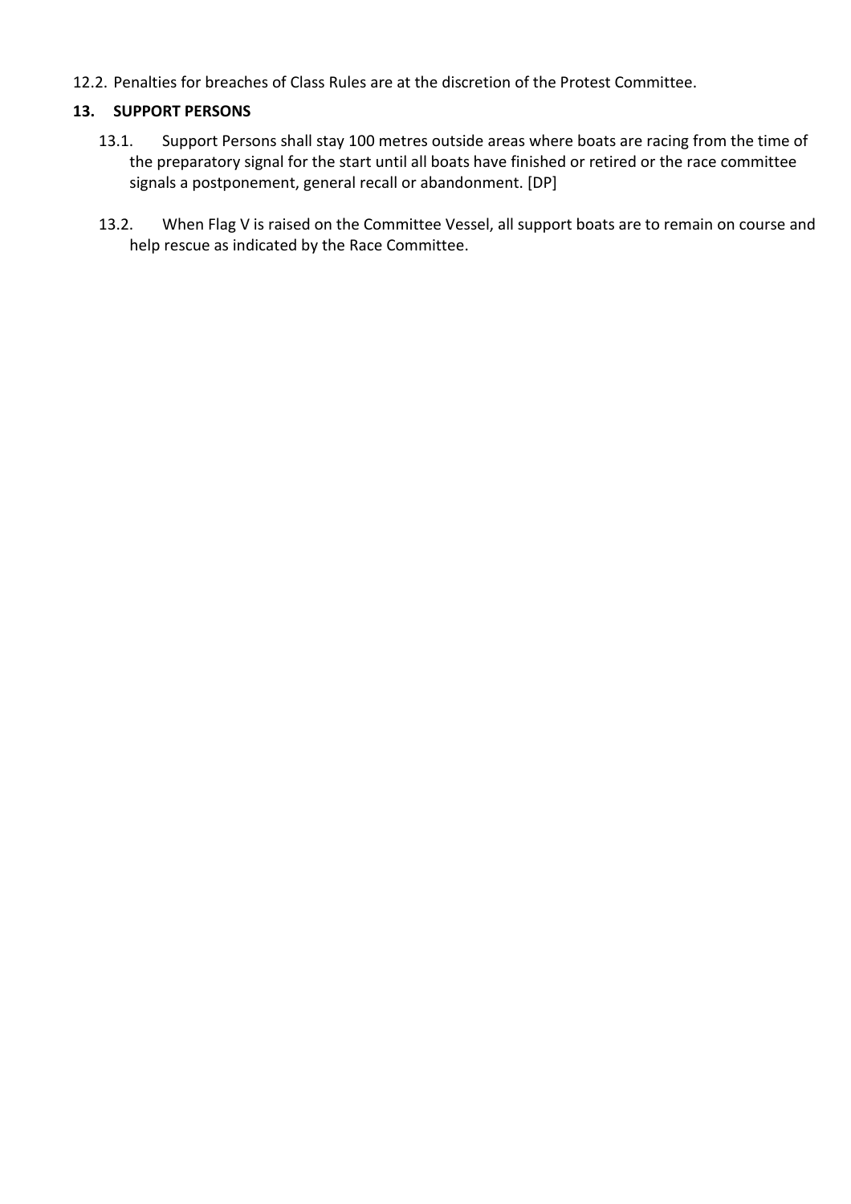12.2. Penalties for breaches of Class Rules are at the discretion of the Protest Committee.

## 13. SUPPORT PERSONS

13.1. Support Persons shall stay 100 metres outside areas where boats are racing from the time of the preparatory signal for the start until all boats have finished or retired or the race committee signals a postponement, general recall or abandonment. [DP]

13.2. When Flag V is raised on the Committee Vessel, all support boats are to remain on course and help rescue as indicated by the Race Committee.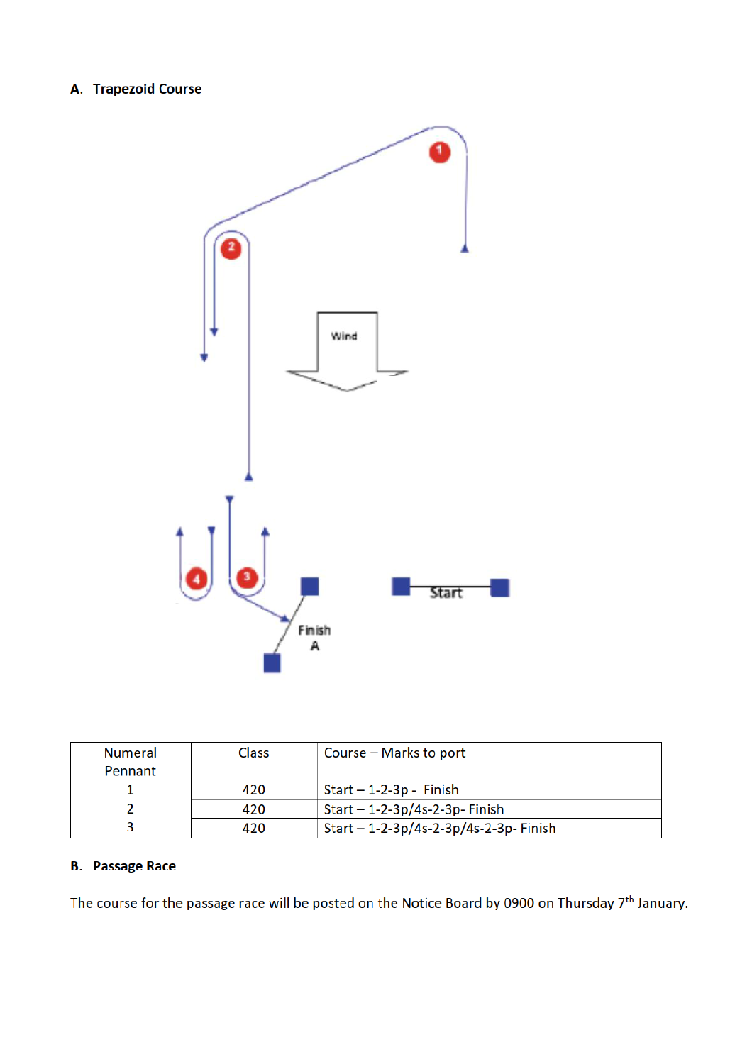### A. Trapezoid Course

Wind

Start

Finish
A

| Numeral Pennant | Class | Course – Marks to port |
|---|---|---|
| 1 | 420 | Start – 1-2-3p - Finish |
| 2 | 420 | Start – 1-2-3p/4s-2-3p- Finish |
| 3 | 420 | Start – 1-2-3p/4s-2-3p/4s-2-3p- Finish |

### B. Passage Race

The course for the passage race will be posted on the Notice Board by 0900 on Thursday 7th January.